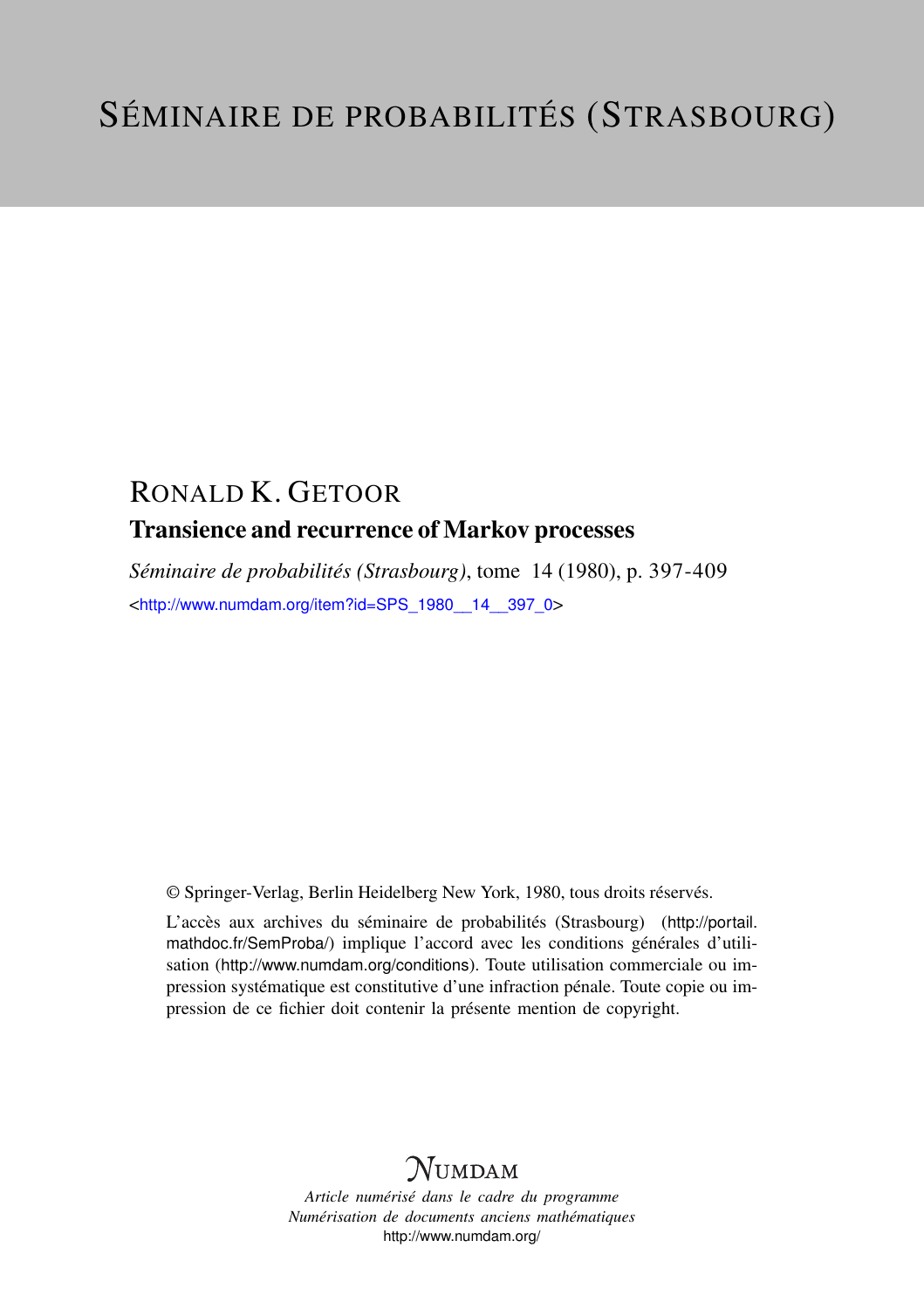# SÉMINAIRE DE PROBABILITÉS (STRASBOURG)

## RONALD K. GETOOR

### Transience and recurrence of Markov processes

*Séminaire de probabilités (Strasbourg)*, tome 14 (1980), p. 397-409

<http://www.numdam.org/item?id=SPS_1980__14__397_0>

© Springer-Verlag, Berlin Heidelberg New York, 1980, tous droits réservés.

L'accès aux archives du séminaire de probabilités (Strasbourg) (http://portail.mathdoc.fr/SemProba/) implique l'accord avec les conditions générales d'utilisation (http://www.numdam.org/conditions). Toute utilisation commerciale ou impression systématique est constitutive d'une infraction pénale. Toute copie ou impression de ce fichier doit contenir la présente mention de copyright.

NUMDAM

*Article numérisé dans le cadre du programme*
*Numérisation de documents anciens mathématiques*
http://www.numdam.org/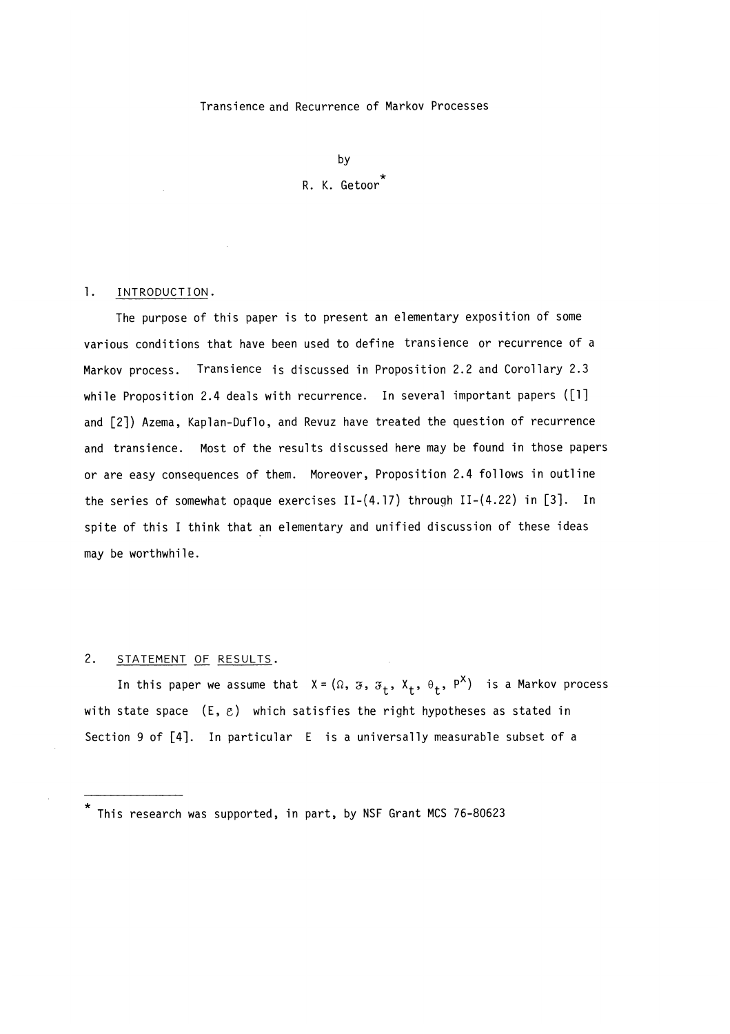# Transience and Recurrence of Markov Processes

by

R. K. Getoor*

## 1. INTRODUCTION.

The purpose of this paper is to present an elementary exposition of some various conditions that have been used to define transience or recurrence of a Markov process. Transience is discussed in Proposition 2.2 and Corollary 2.3 while Proposition 2.4 deals with recurrence. In several important papers ([1] and [2]) Azema, Kaplan-Duflo, and Revuz have treated the question of recurrence and transience. Most of the results discussed here may be found in those papers or are easy consequences of them. Moreover, Proposition 2.4 follows in outline the series of somewhat opaque exercises II-(4.17) through II-(4.22) in [3]. In spite of this I think that an elementary and unified discussion of these ideas may be worthwhile.

## 2. STATEMENT OF RESULTS.

In this paper we assume that $X = (\Omega, \mathcal{F}, \mathcal{F}_t, X_t, \theta_t, P^x)$ is a Markov process with state space $(E, \mathcal{E})$ which satisfies the right hypotheses as stated in Section 9 of [4]. In particular $E$ is a universally measurable subset of a

* This research was supported, in part, by NSF Grant MCS 76-80623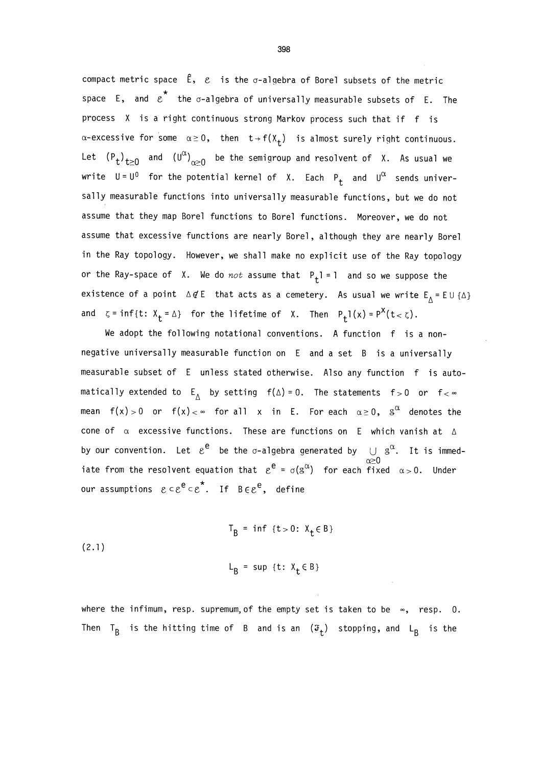compact metric space $\hat{E}$, $\mathcal{E}$ is the $\sigma$-algebra of Borel subsets of the metric space $E$, and $\mathcal{E}^*$ the $\sigma$-algebra of universally measurable subsets of $E$. The process $X$ is a right continuous strong Markov process such that if $f$ is $\alpha$-excessive for some $\alpha \geq 0$, then $t \to f(X_t)$ is almost surely right continuous. Let $(P_t)_{t\geq 0}$ and $(U^\alpha)_{\alpha \geq 0}$ be the semigroup and resolvent of $X$. As usual we write $U = U^0$ for the potential kernel of $X$. Each $P_t$ and $U^\alpha$ sends universally measurable functions into universally measurable functions, but we do not assume that they map Borel functions to Borel functions. Moreover, we do not assume that excessive functions are nearly Borel, although they are nearly Borel in the Ray topology. However, we shall make no explicit use of the Ray topology or the Ray-space of $X$. We do *not* assume that $P_t 1 = 1$ and so we suppose the existence of a point $\Delta \notin E$ that acts as a cemetery. As usual we write $E_\Delta = E \cup \{\Delta\}$ and $\zeta = \inf\{t: X_t = \Delta\}$ for the lifetime of $X$. Then $P_t 1(x) = P^x(t < \zeta)$.

We adopt the following notational conventions. A function $f$ is a non-negative universally measurable function on $E$ and a set $B$ is a universally measurable subset of $E$ unless stated otherwise. Also any function $f$ is automatically extended to $E_\Delta$ by setting $f(\Delta) = 0$. The statements $f > 0$ or $f < \infty$ mean $f(x) > 0$ or $f(x) < \infty$ for all $x$ in $E$. For each $\alpha \geq 0$, $\mathcal{S}^\alpha$ denotes the cone of $\alpha$ excessive functions. These are functions on $E$ which vanish at $\Delta$ by our convention. Let $\mathcal{E}^e$ be the $\sigma$-algebra generated by $\bigcup_{\alpha \geq 0} \mathcal{S}^\alpha$. It is immediate from the resolvent equation that $\mathcal{E}^e = \sigma(\mathcal{S}^\alpha)$ for each fixed $\alpha > 0$. Under our assumptions $\mathcal{E} \subset \mathcal{E}^e \subset \mathcal{E}^*$. If $B \in \mathcal{E}^e$, define

$$T_B = \inf\{t > 0: X_t \in B\}$$

(2.1)

$$L_B = \sup\{t: X_t \in B\}$$

where the infimum, resp. supremum, of the empty set is taken to be $\infty$, resp. $0$. Then $T_B$ is the hitting time of $B$ and is an $(\mathcal{F}_t)$ stopping, and $L_B$ is the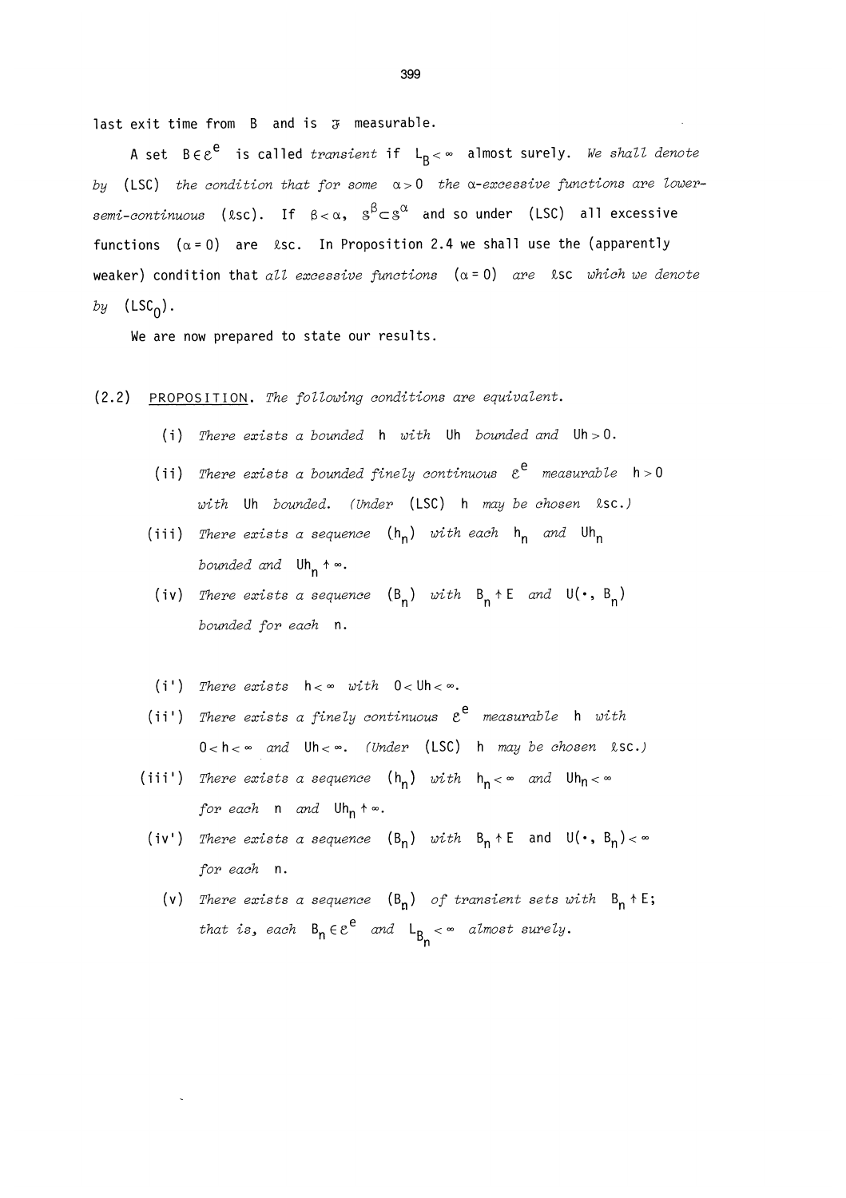last exit time from $B$ and is $\mathfrak{F}$ measurable.

A set $B \in \mathcal{E}^e$ is called *transient* if $L_B < \infty$ almost surely. *We shall denote by* (LSC) *the condition that for some* $\alpha > 0$ *the* $\alpha$*-excessive functions are lower-semi-continuous* (ℓsc). If $\beta < \alpha$, $\mathcal{S}^\beta \subset \mathcal{S}^\alpha$ and so under (LSC) all excessive functions $(\alpha = 0)$ are ℓsc. In Proposition 2.4 we shall use the (apparently weaker) condition that *all excessive functions* $(\alpha = 0)$ *are* ℓsc *which we denote by* $(\mathrm{LSC}_0)$.

We are now prepared to state our results.

(2.2) PROPOSITION. *The following conditions are equivalent.*

(i) *There exists a bounded* $h$ *with* $Uh$ *bounded and* $Uh > 0$.

(ii) *There exists a bounded finely continuous* $\mathcal{E}^e$ *measurable* $h > 0$ *with* $Uh$ *bounded. (Under* (LSC) $h$ *may be chosen* ℓsc.)

(iii) *There exists a sequence* $(h_n)$ *with each* $h_n$ *and* $Uh_n$ *bounded and* $Uh_n \uparrow \infty$.

(iv) *There exists a sequence* $(B_n)$ *with* $B_n \uparrow E$ *and* $U(\cdot, B_n)$ *bounded for each* $n$.

(i') *There exists* $h < \infty$ *with* $0 < Uh < \infty$.

(ii') *There exists a finely continuous* $\mathcal{E}^e$ *measurable* $h$ *with* $0 < h < \infty$ *and* $Uh < \infty$. *(Under* (LSC) $h$ *may be chosen* ℓsc.)

(iii') *There exists a sequence* $(h_n)$ *with* $h_n < \infty$ *and* $Uh_n < \infty$ *for each* $n$ *and* $Uh_n \uparrow \infty$.

(iv') *There exists a sequence* $(B_n)$ *with* $B_n \uparrow E$ and $U(\cdot, B_n) < \infty$ *for each* $n$.

(v) *There exists a sequence* $(B_n)$ *of transient sets with* $B_n \uparrow E$; *that is, each* $B_n \in \mathcal{E}^e$ *and* $L_{B_n} < \infty$ *almost surely.*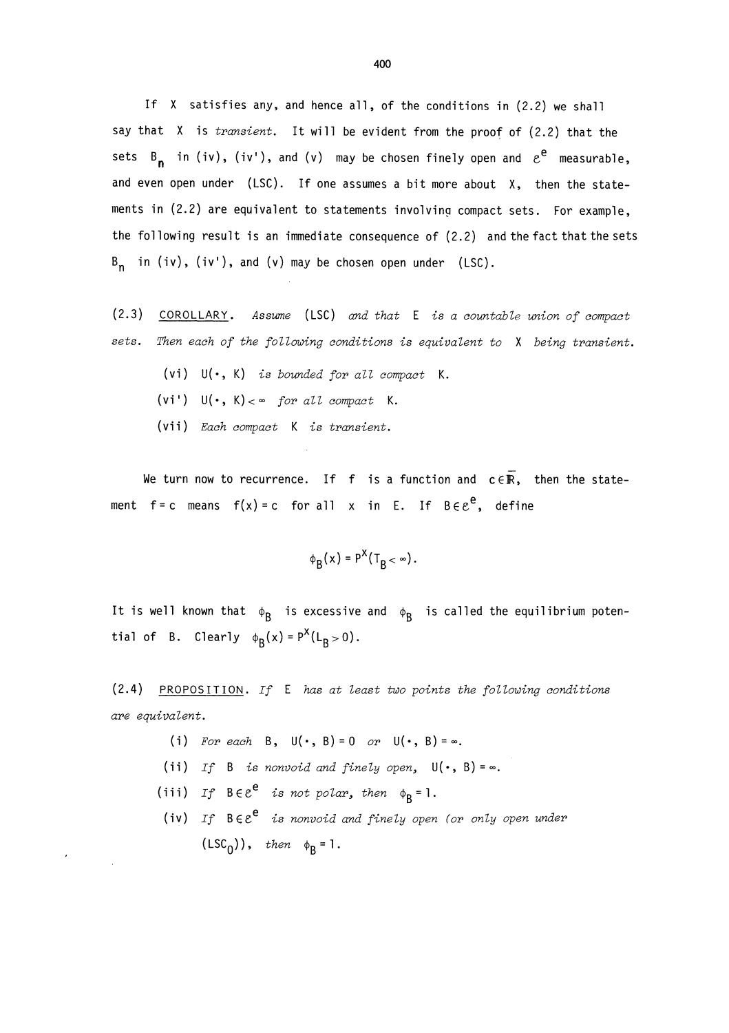If $X$ satisfies any, and hence all, of the conditions in (2.2) we shall say that $X$ is *transient*. It will be evident from the proof of (2.2) that the sets $B_n$ in (iv), (iv'), and (v) may be chosen finely open and $\mathcal{E}^e$ measurable, and even open under (LSC). If one assumes a bit more about $X$, then the statements in (2.2) are equivalent to statements involving compact sets. For example, the following result is an immediate consequence of (2.2) and the fact that the sets $B_n$ in (iv), (iv'), and (v) may be chosen open under (LSC).

(2.3) COROLLARY. *Assume* (LSC) *and that* $E$ *is a countable union of compact sets. Then each of the following conditions is equivalent to* $X$ *being transient.*

- (vi) $U(\cdot, K)$ *is bounded for all compact* $K$.
- (vi') $U(\cdot, K) < \infty$ *for all compact* $K$.
- (vii) *Each compact* $K$ *is transient.*

We turn now to recurrence. If $f$ is a function and $c \in \overline{\mathbb{R}}$, then the statement $f = c$ means $f(x) = c$ for all $x$ in $E$. If $B \in \mathcal{E}^e$, define

$$\phi_B(x) = P^x(T_B < \infty).$$

It is well known that $\phi_B$ is excessive and $\phi_B$ is called the equilibrium potential of $B$. Clearly $\phi_B(x) = P^x(L_B > 0)$.

(2.4) PROPOSITION. *If* $E$ *has at least two points the following conditions are equivalent.*

- (i) *For each* $B$, $U(\cdot, B) = 0$ *or* $U(\cdot, B) = \infty$.
- (ii) *If* $B$ *is nonvoid and finely open,* $U(\cdot, B) = \infty$.
- (iii) *If* $B \in \mathcal{E}^e$ *is not polar, then* $\phi_B = 1$.
- (iv) *If* $B \in \mathcal{E}^e$ *is nonvoid and finely open (or only open under* $(LSC_0)$*), then* $\phi_B = 1$.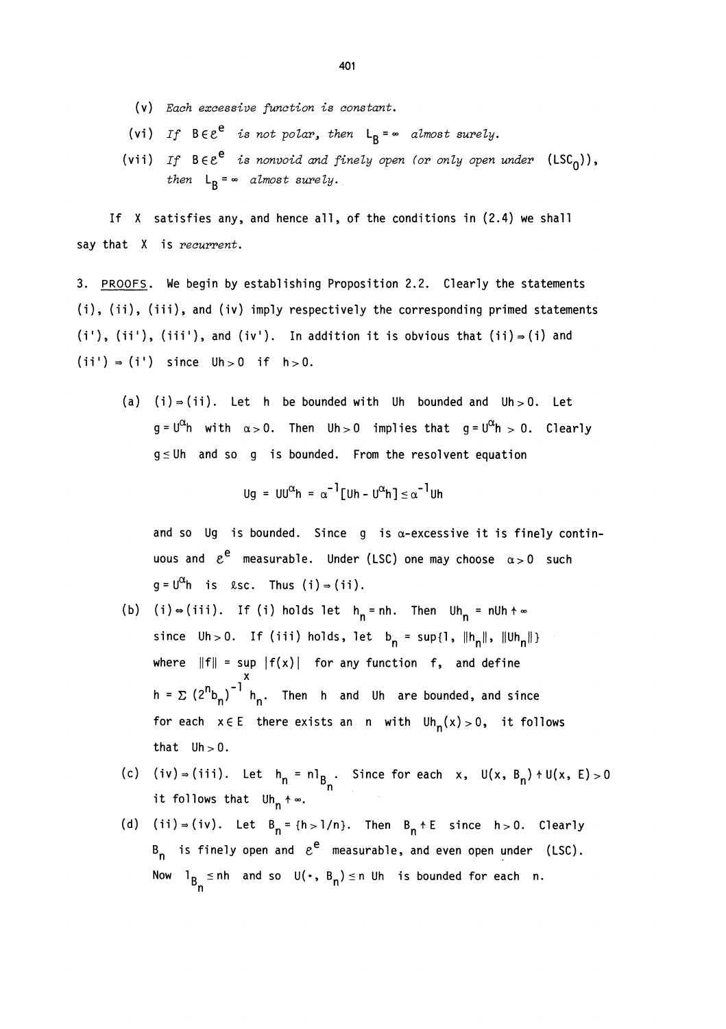(v) *Each excessive function is constant.*

(vi) *If* $B \in \mathcal{E}^e$ *is not polar, then* $L_B = \infty$ *almost surely.*

(vii) *If* $B \in \mathcal{E}^e$ *is nonvoid and finely open (or only open under* $(LSC_0)$*), then* $L_B = \infty$ *almost surely.*

If $X$ satisfies any, and hence all, of the conditions in (2.4) we shall say that $X$ is *recurrent*.

3. PROOFS. We begin by establishing Proposition 2.2. Clearly the statements (i), (ii), (iii), and (iv) imply respectively the corresponding primed statements (i'), (ii'), (iii'), and (iv'). In addition it is obvious that (ii) $\Rightarrow$ (i) and (ii') $\Rightarrow$ (i') since $Uh > 0$ if $h > 0$.

(a) (i) $\Rightarrow$ (ii). Let $h$ be bounded with $Uh$ bounded and $Uh > 0$. Let $g = U^\alpha h$ with $\alpha > 0$. Then $Uh > 0$ implies that $g = U^\alpha h > 0$. Clearly $g \leq Uh$ and so $g$ is bounded. From the resolvent equation

$$Ug = UU^\alpha h = \alpha^{-1}[Uh - U^\alpha h] \leq \alpha^{-1} Uh$$

and so $Ug$ is bounded. Since $g$ is $\alpha$-excessive it is finely continuous and $\mathcal{E}^e$ measurable. Under (LSC) one may choose $\alpha > 0$ such $g = U^\alpha h$ is $\ell$sc. Thus (i) $\Rightarrow$ (ii).

(b) (i) $\Leftrightarrow$ (iii). If (i) holds let $h_n = nh$. Then $Uh_n = nUh \uparrow \infty$ since $Uh > 0$. If (iii) holds, let $b_n = \sup\{1, \|h_n\|, \|Uh_n\|\}$ where $\|f\| = \sup_x |f(x)|$ for any function $f$, and define $h = \Sigma\, (2^n b_n)^{-1} h_n$. Then $h$ and $Uh$ are bounded, and since for each $x \in E$ there exists an $n$ with $Uh_n(x) > 0$, it follows that $Uh > 0$.

(c) (iv) $\Rightarrow$ (iii). Let $h_n = n1_{B_n}$. Since for each $x$, $U(x, B_n) \uparrow U(x, E) > 0$ it follows that $Uh_n \uparrow \infty$.

(d) (ii) $\Rightarrow$ (iv). Let $B_n = \{h > 1/n\}$. Then $B_n \uparrow E$ since $h > 0$. Clearly $B_n$ is finely open and $\mathcal{E}^e$ measurable, and even open under (LSC). Now $1_{B_n} \leq nh$ and so $U(\cdot, B_n) \leq n\, Uh$ is bounded for each $n$.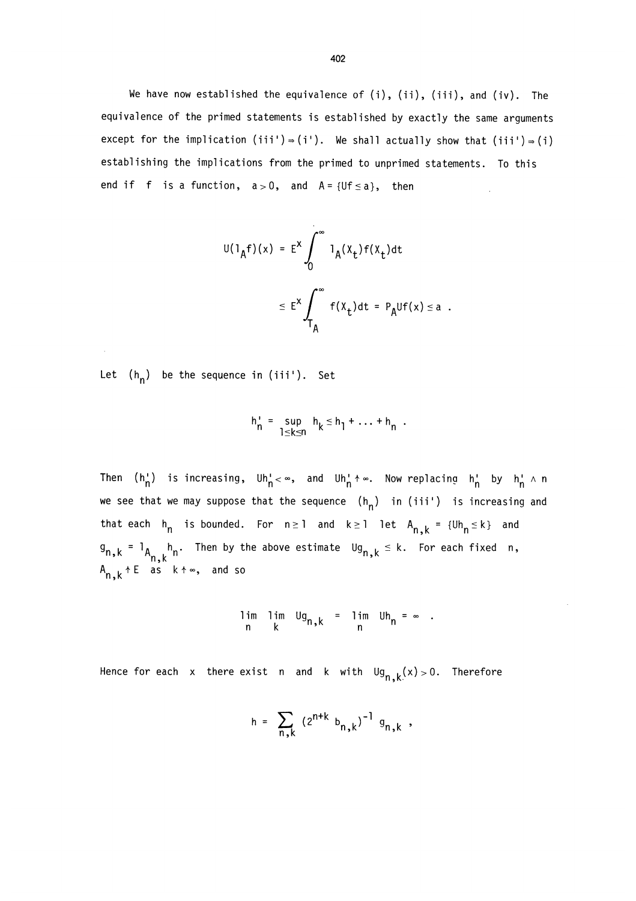We have now established the equivalence of (i), (ii), (iii), and (iv). The equivalence of the primed statements is established by exactly the same arguments except for the implication (iii') $\Rightarrow$ (i'). We shall actually show that (iii') $\Rightarrow$ (i) establishing the implications from the primed to unprimed statements. To this end if $f$ is a function, $a > 0$, and $A = \{Uf \le a\}$, then

$$U(1_A f)(x) = E^x \int_0^\infty 1_A(X_t) f(X_t) dt$$

$$\le E^x \int_{T_A}^\infty f(X_t) dt = P_A Uf(x) \le a \ .$$

Let $(h_n)$ be the sequence in (iii'). Set

$$h_n' = \sup_{1 \le k \le n} h_k \le h_1 + \ldots + h_n \ .$$

Then $(h_n')$ is increasing, $Uh_n' < \infty$, and $Uh_n' \uparrow \infty$. Now replacing $h_n'$ by $h_n' \wedge n$ we see that we may suppose that the sequence $(h_n)$ in (iii') is increasing and that each $h_n$ is bounded. For $n \ge 1$ and $k \ge 1$ let $A_{n,k} = \{Uh_n \le k\}$ and $g_{n,k} = 1_{A_{n,k}} h_n$. Then by the above estimate $Ug_{n,k} \le k$. For each fixed $n$, $A_{n,k} \uparrow E$ as $k \uparrow \infty$, and so

$$\lim_n \lim_k Ug_{n,k} = \lim_n Uh_n = \infty \ .$$

Hence for each $x$ there exist $n$ and $k$ with $Ug_{n,k}(x) > 0$. Therefore

$$h = \sum_{n,k} (2^{n+k} b_{n,k})^{-1} g_{n,k} \ ,$$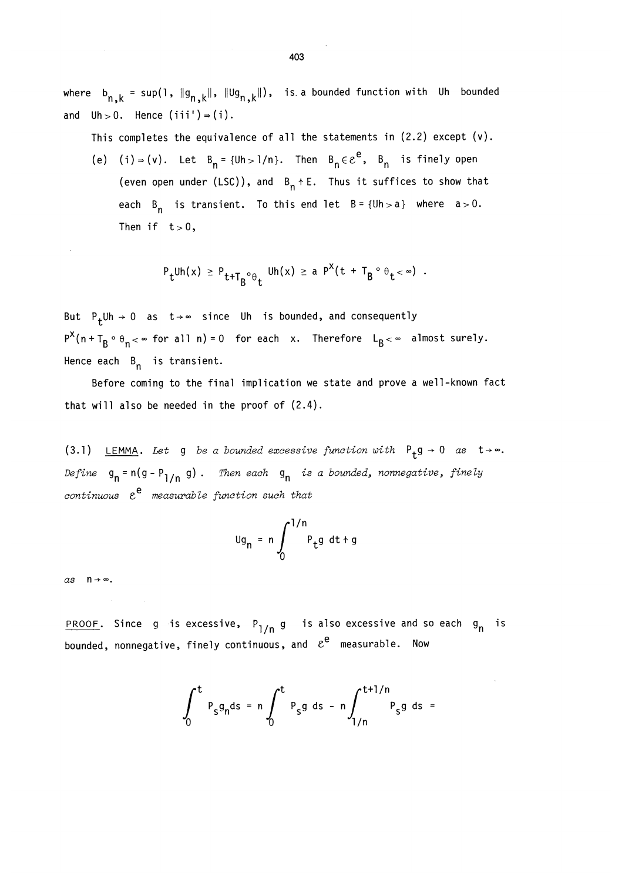where $b_{n,k} = \sup(1, \|g_{n,k}\|, \|Ug_{n,k}\|)$, is a bounded function with $Uh$ bounded and $Uh > 0$. Hence (iii') $\Rightarrow$ (i).

This completes the equivalence of all the statements in (2.2) except (v).

(e) (i) $\Rightarrow$ (v). Let $B_n = \{Uh > 1/n\}$. Then $B_n \in \mathcal{E}^e$, $B_n$ is finely open (even open under (LSC)), and $B_n \uparrow E$. Thus it suffices to show that each $B_n$ is transient. To this end let $B = \{Uh > a\}$ where $a > 0$. Then if $t > 0$,

$$P_t Uh(x) \geq P_{t+T_B \circ \theta_t} Uh(x) \geq a \, P^x(t + T_B \circ \theta_t < \infty) .$$

But $P_t Uh \to 0$ as $t \to \infty$ since $Uh$ is bounded, and consequently $P^x(n + T_B \circ \theta_n < \infty \text{ for all } n) = 0$ for each $x$. Therefore $L_B < \infty$ almost surely. Hence each $B_n$ is transient.

Before coming to the final implication we state and prove a well-known fact that will also be needed in the proof of (2.4).

(3.1) LEMMA. *Let $g$ be a bounded excessive function with $P_t g \to 0$ as $t \to \infty$. Define $g_n = n(g - P_{1/n}\, g)$. Then each $g_n$ is a bounded, nonnegative, finely continuous $\mathcal{E}^e$ measurable function such that*

$$Ug_n = n \int_0^{1/n} P_t g \, dt \uparrow g$$

*as $n \to \infty$.*

PROOF. Since $g$ is excessive, $P_{1/n}\, g$ is also excessive and so each $g_n$ is bounded, nonnegative, finely continuous, and $\mathcal{E}^e$ measurable. Now

$$\int_0^t P_s g_n ds = n \int_0^t P_s g \, ds - n \int_{1/n}^{t+1/n} P_s g \, ds =$$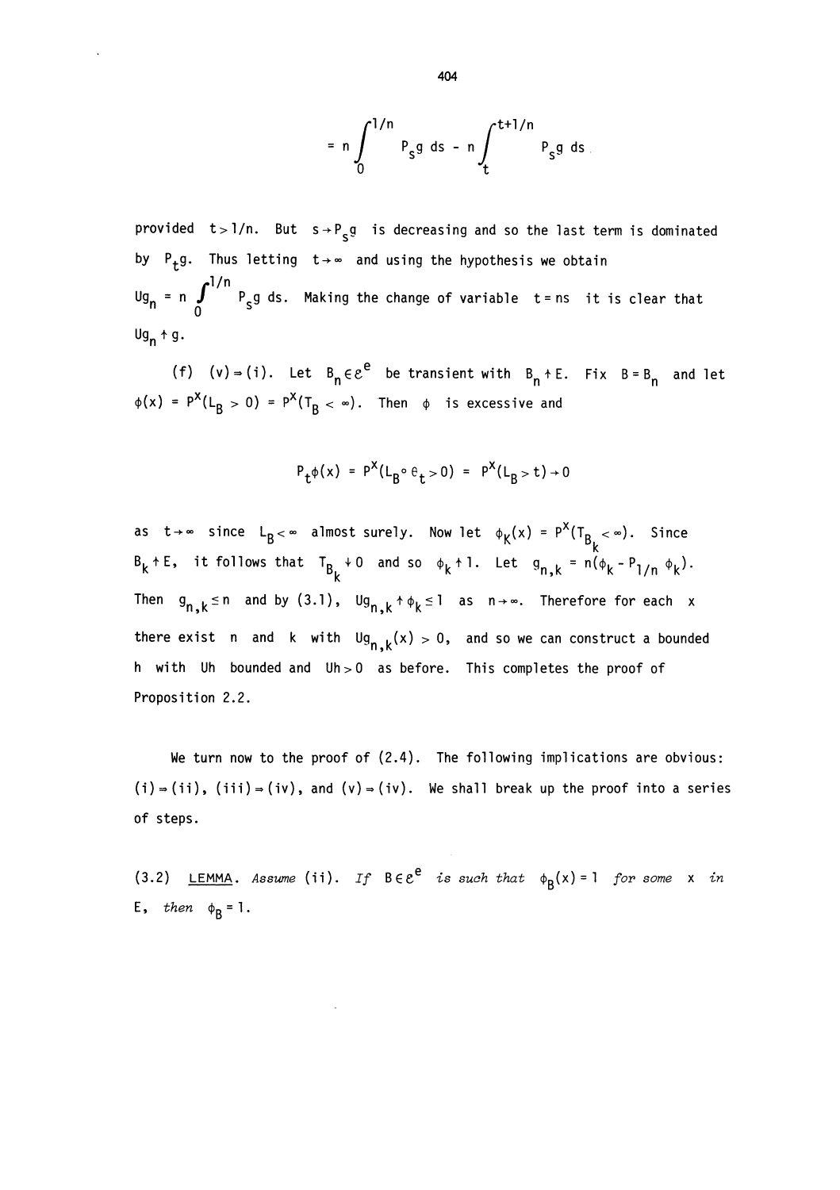$$= n \int_0^{1/n} P_s g \, ds - n \int_t^{t+1/n} P_s g \, ds$$

provided $t > 1/n$. But $s \to P_s g$ is decreasing and so the last term is dominated by $P_t g$. Thus letting $t \to \infty$ and using the hypothesis we obtain $Ug_n = n \int_0^{1/n} P_s g \, ds$. Making the change of variable $t = ns$ it is clear that $Ug_n \uparrow g$.

(f) (v) ⇒ (i). Let $B_n \in \mathcal{E}^e$ be transient with $B_n \uparrow E$. Fix $B = B_n$ and let $\phi(x) = P^x(L_B > 0) = P^x(T_B < \infty)$. Then $\phi$ is excessive and

$$P_t \phi(x) = P^x(L_B \circ \theta_t > 0) = P^x(L_B > t) \to 0$$

as $t \to \infty$ since $L_B < \infty$ almost surely. Now let $\phi_k(x) = P^x(T_{B_k} < \infty)$. Since $B_k \uparrow E$, it follows that $T_{B_k} \downarrow 0$ and so $\phi_k \uparrow 1$. Let $g_{n,k} = n(\phi_k - P_{1/n} \phi_k)$. Then $g_{n,k} \leq n$ and by (3.1), $Ug_{n,k} \uparrow \phi_k \leq 1$ as $n \to \infty$. Therefore for each $x$ there exist $n$ and $k$ with $Ug_{n,k}(x) > 0$, and so we can construct a bounded $h$ with $Uh$ bounded and $Uh > 0$ as before. This completes the proof of Proposition 2.2.

We turn now to the proof of (2.4). The following implications are obvious: (i) ⇒ (ii), (iii) ⇒ (iv), and (v) ⇒ (iv). We shall break up the proof into a series of steps.

(3.2) LEMMA. *Assume* (ii). *If* $B \in \mathcal{E}^e$ *is such that* $\phi_B(x) = 1$ *for some* $x$ *in* $E$, *then* $\phi_B = 1$.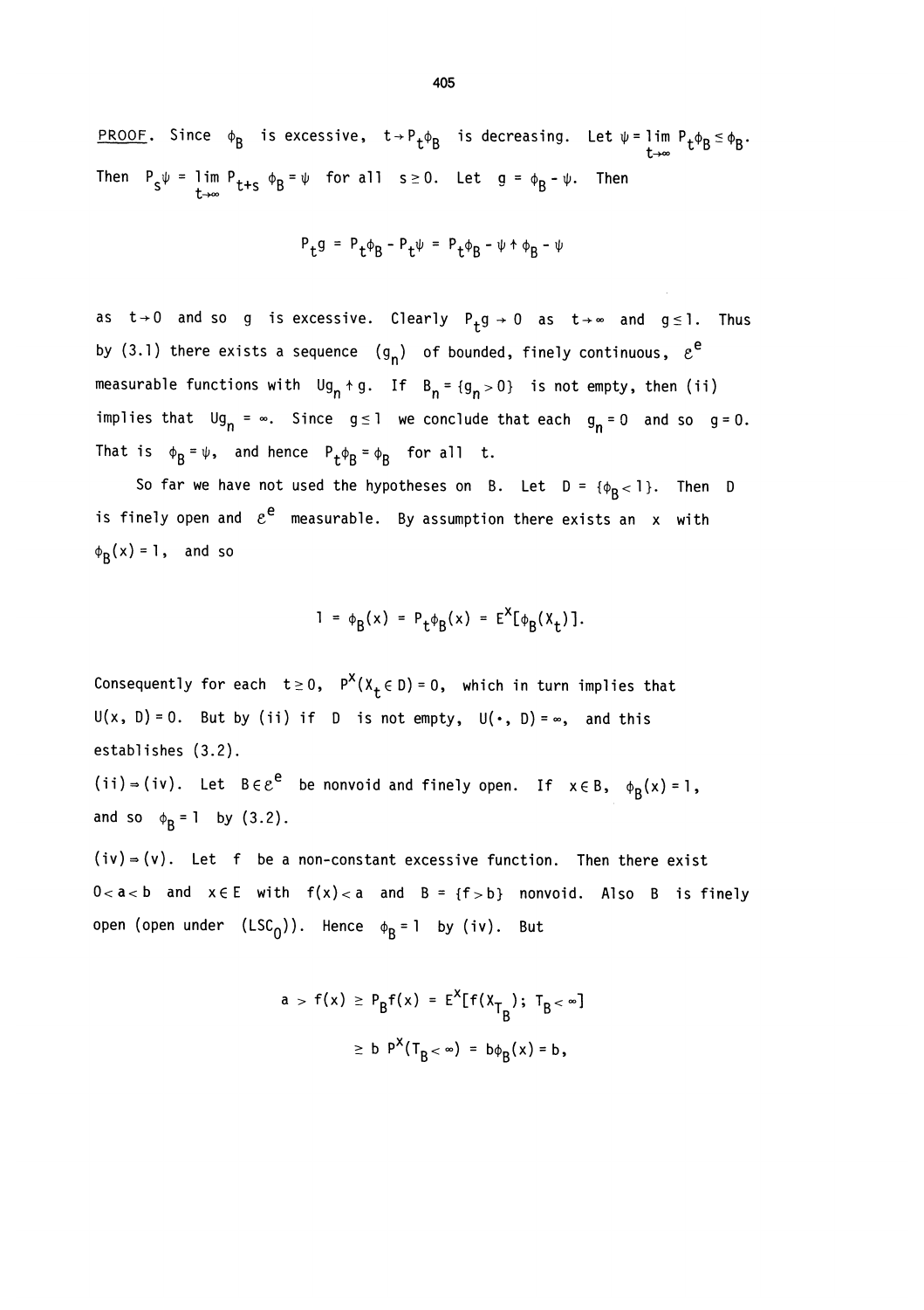<u>PROOF</u>. Since $\phi_B$ is excessive, $t \to P_t \phi_B$ is decreasing. Let $\psi = \lim_{t\to\infty} P_t \phi_B \le \phi_B$. Then $P_s \psi = \lim_{t\to\infty} P_{t+s} \phi_B = \psi$ for all $s \ge 0$. Let $g = \phi_B - \psi$. Then

$$P_t g = P_t \phi_B - P_t \psi = P_t \phi_B - \psi \uparrow \phi_B - \psi$$

as $t \to 0$ and so $g$ is excessive. Clearly $P_t g \to 0$ as $t \to \infty$ and $g \le 1$. Thus by (3.1) there exists a sequence $(g_n)$ of bounded, finely continuous, $\mathcal{E}^e$ measurable functions with $Ug_n \uparrow g$. If $B_n = \{g_n > 0\}$ is not empty, then (ii) implies that $Ug_n = \infty$. Since $g \le 1$ we conclude that each $g_n = 0$ and so $g = 0$. That is $\phi_B = \psi$, and hence $P_t \phi_B = \phi_B$ for all $t$.

So far we have not used the hypotheses on $B$. Let $D = \{\phi_B < 1\}$. Then $D$ is finely open and $\mathcal{E}^e$ measurable. By assumption there exists an $x$ with $\phi_B(x) = 1$, and so

$$1 = \phi_B(x) = P_t \phi_B(x) = E^x[\phi_B(X_t)].$$

Consequently for each $t \ge 0$, $P^x(X_t \in D) = 0$, which in turn implies that $U(x, D) = 0$. But by (ii) if $D$ is not empty, $U(\cdot, D) = \infty$, and this establishes (3.2).

(ii) $\Rightarrow$ (iv). Let $B \in \mathcal{E}^e$ be nonvoid and finely open. If $x \in B$, $\phi_B(x) = 1$, and so $\phi_B = 1$ by (3.2).

(iv) $\Rightarrow$ (v). Let $f$ be a non-constant excessive function. Then there exist $0 < a < b$ and $x \in E$ with $f(x) < a$ and $B = \{f > b\}$ nonvoid. Also $B$ is finely open (open under $(LSC_0)$). Hence $\phi_B = 1$ by (iv). But

$$\begin{aligned} a > f(x) \ge P_B f(x) &= E^x[f(X_{T_B});\ T_B < \infty] \\ &\ge b\, P^x(T_B < \infty) = b\phi_B(x) = b, \end{aligned}$$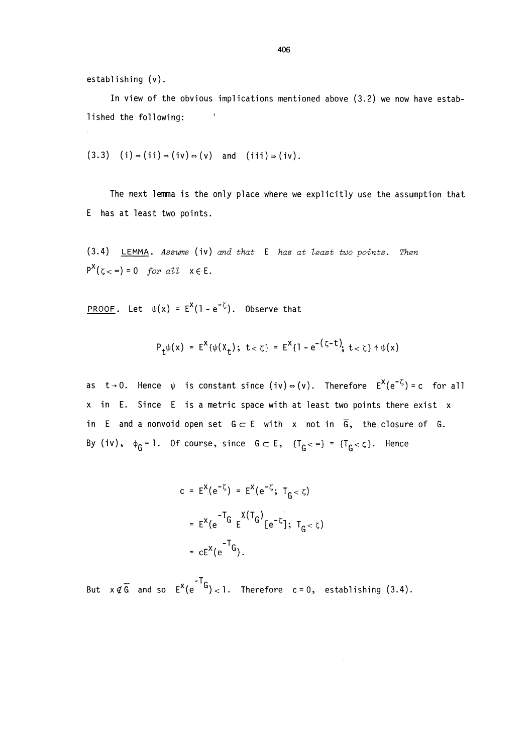establishing (v).

In view of the obvious implications mentioned above (3.2) we now have established the following:

(3.3) (i) $\Rightarrow$ (ii) $\Rightarrow$ (iv) $\Leftrightarrow$ (v) and (iii) $\Rightarrow$ (iv).

The next lemma is the only place where we explicitly use the assumption that $E$ has at least two points.

(3.4) LEMMA. *Assume* (iv) *and that* $E$ *has at least two points. Then* $P^x(\zeta < \infty) = 0$ *for all* $x \in E$.

PROOF. Let $\psi(x) = E^x(1 - e^{-\zeta})$. Observe that

$$P_t\psi(x) = E^x\{\psi(X_t);\ t < \zeta\} = E^x\{1 - e^{-(\zeta - t)};\ t < \zeta\} \uparrow \psi(x)$$

as $t \to 0$. Hence $\psi$ is constant since (iv) $\Leftrightarrow$ (v). Therefore $E^x(e^{-\zeta}) = c$ for all $x$ in $E$. Since $E$ is a metric space with at least two points there exist $x$ in $E$ and a nonvoid open set $G \subset E$ with $x$ not in $\overline{G}$, the closure of $G$. By (iv), $\phi_G = 1$. Of course, since $G \subset E$, $\{T_G < \infty\} = \{T_G < \zeta\}$. Hence

$$\begin{aligned}
c = E^x(e^{-\zeta}) &= E^x(e^{-\zeta};\ T_G < \zeta) \\
&= E^x(e^{-T_G} E^{X(T_G)}[e^{-\zeta}];\ T_G < \zeta) \\
&= cE^x(e^{-T_G}).
\end{aligned}$$

But $x \notin \overline{G}$ and so $E^x(e^{-T_G}) < 1$. Therefore $c = 0$, establishing (3.4).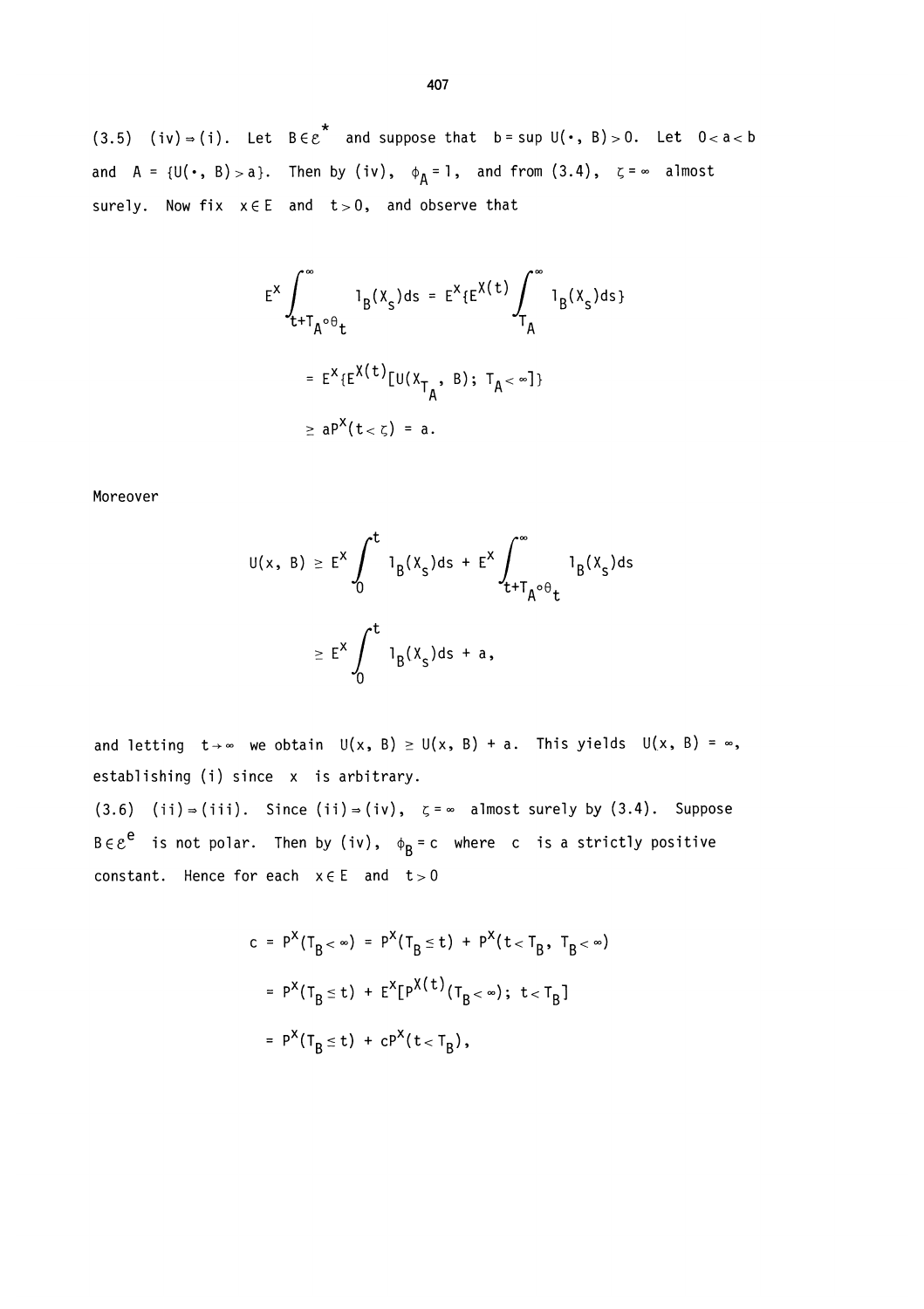(3.5) (iv) $\Rightarrow$ (i). Let $B \in \mathcal{E}^*$ and suppose that $b = \sup U(\cdot, B) > 0$. Let $0 < a < b$ and $A = \{U(\cdot, B) > a\}$. Then by (iv), $\phi_A = 1$, and from (3.4), $\zeta = \infty$ almost surely. Now fix $x \in E$ and $t > 0$, and observe that

$$
\begin{aligned}
E^x \int_{t+T_A \circ \theta_t}^{\infty} 1_B(X_s) ds &= E^x\{E^{X(t)} \int_{T_A}^{\infty} 1_B(X_s) ds\} \\
&= E^x\{E^{X(t)}[U(X_{T_A}, B);\ T_A < \infty]\} \\
&\geq a P^x(t < \zeta) = a.
\end{aligned}
$$

Moreover

$$
\begin{aligned}
U(x, B) &\geq E^x \int_0^t 1_B(X_s) ds + E^x \int_{t+T_A \circ \theta_t}^{\infty} 1_B(X_s) ds \\
&\geq E^x \int_0^t 1_B(X_s) ds + a,
\end{aligned}
$$

and letting $t \to \infty$ we obtain $U(x, B) \geq U(x, B) + a$. This yields $U(x, B) = \infty$, establishing (i) since $x$ is arbitrary.

(3.6) (ii) $\Rightarrow$ (iii). Since (ii) $\Rightarrow$ (iv), $\zeta = \infty$ almost surely by (3.4). Suppose $B \in \mathcal{E}^e$ is not polar. Then by (iv), $\phi_B = c$ where $c$ is a strictly positive constant. Hence for each $x \in E$ and $t > 0$

$$
\begin{aligned}
c = P^x(T_B < \infty) &= P^x(T_B \leq t) + P^x(t < T_B,\ T_B < \infty) \\
&= P^x(T_B \leq t) + E^x[P^{X(t)}(T_B < \infty);\ t < T_B] \\
&= P^x(T_B \leq t) + c P^x(t < T_B),
\end{aligned}
$$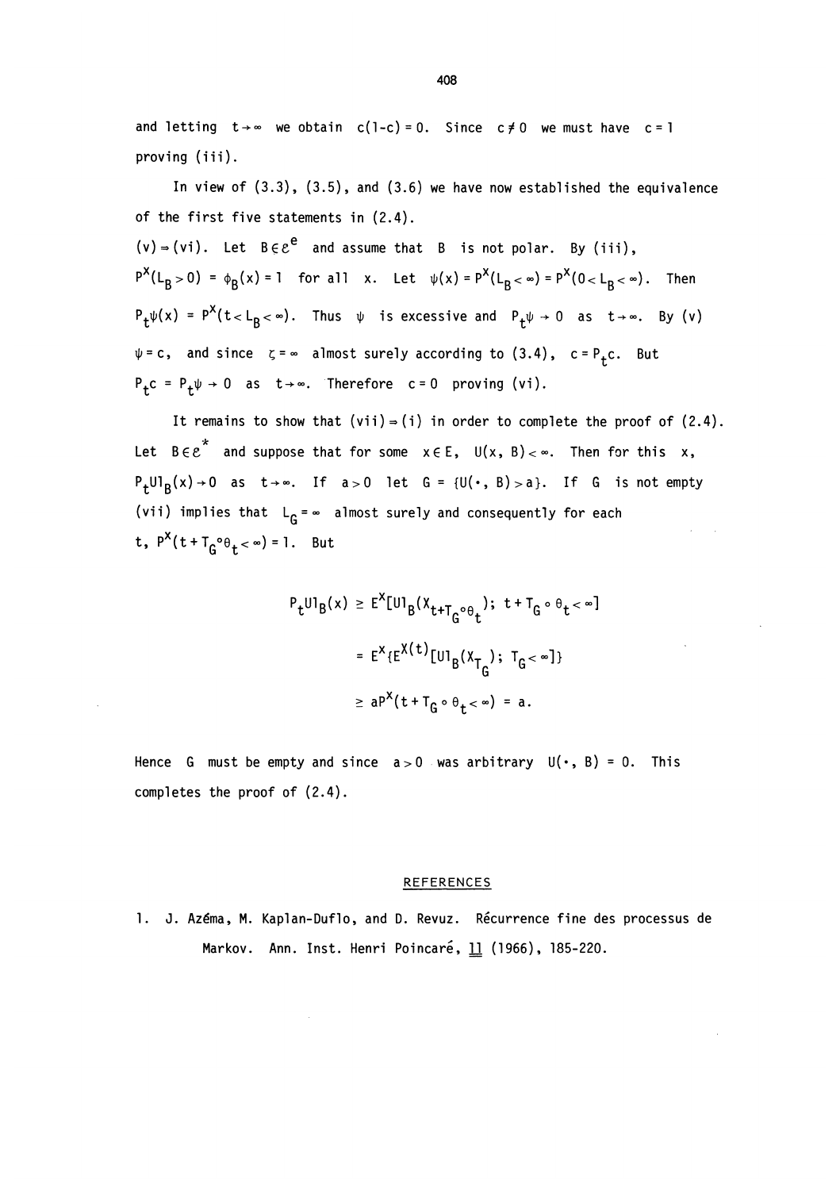and letting $t \to \infty$ we obtain $c(1-c) = 0$. Since $c \neq 0$ we must have $c = 1$ proving (iii).

In view of (3.3), (3.5), and (3.6) we have now established the equivalence of the first five statements in (2.4).

(v) $\Rightarrow$ (vi). Let $B \in \mathcal{E}^e$ and assume that $B$ is not polar. By (iii), $P^x(L_B > 0) = \phi_B(x) = 1$ for all $x$. Let $\psi(x) = P^x(L_B < \infty) = P^x(0 < L_B < \infty)$. Then $P_t\psi(x) = P^x(t < L_B < \infty)$. Thus $\psi$ is excessive and $P_t\psi \to 0$ as $t \to \infty$. By (v) $\psi = c$, and since $\zeta = \infty$ almost surely according to (3.4), $c = P_t c$. But $P_t c = P_t \psi \to 0$ as $t \to \infty$. Therefore $c = 0$ proving (vi).

It remains to show that (vii) $\Rightarrow$ (i) in order to complete the proof of (2.4). Let $B \in \mathcal{E}^*$ and suppose that for some $x \in E$, $U(x, B) < \infty$. Then for this $x$, $P_t U 1_B(x) \to 0$ as $t \to \infty$. If $a > 0$ let $G = \{U(\cdot, B) > a\}$. If $G$ is not empty (vii) implies that $L_G = \infty$ almost surely and consequently for each $t$, $P^x(t + T_G \circ \theta_t < \infty) = 1$. But

$$
\begin{aligned}
P_t U 1_B(x) &\geq E^x[U 1_B(X_{t+T_G \circ \theta_t}); \; t + T_G \circ \theta_t < \infty] \\
&= E^x\{E^{X(t)}[U 1_B(X_{T_G}); \; T_G < \infty]\} \\
&\geq a P^x(t + T_G \circ \theta_t < \infty) = a.
\end{aligned}
$$

Hence $G$ must be empty and since $a > 0$ was arbitrary $U(\cdot, B) = 0$. This completes the proof of (2.4).

## REFERENCES

1. J. Azéma, M. Kaplan-Duflo, and D. Revuz. Récurrence fine des processus de Markov. Ann. Inst. Henri Poincaré, **11** (1966), 185-220.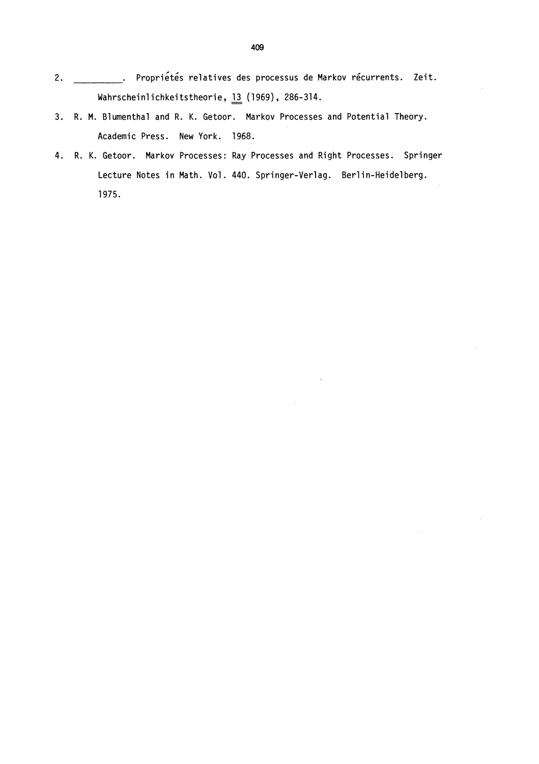2. _________. Propriétés relatives des processus de Markov récurrents. Zeit. Wahrscheinlichkeitstheorie, 13 (1969), 286-314.

3. R. M. Blumenthal and R. K. Getoor. Markov Processes and Potential Theory. Academic Press. New York. 1968.

4. R. K. Getoor. Markov Processes: Ray Processes and Right Processes. Springer Lecture Notes in Math. Vol. 440. Springer-Verlag. Berlin-Heidelberg. 1975.